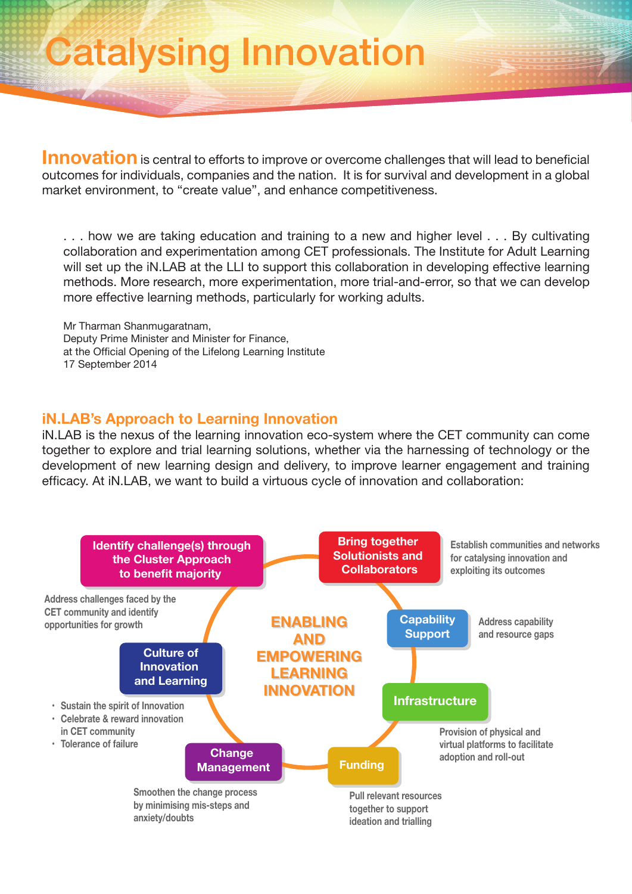# Catalysing Innovation

**Innovation** is central to efforts to improve or overcome challenges that will lead to beneficial outcomes for individuals, companies and the nation. It is for survival and development in a global market environment, to "create value", and enhance competitiveness.

> . . . how we are taking education and training to a new and higher level . . . By cultivating collaboration and experimentation among CET professionals. The Institute for Adult Learning will set up the iN.LAB at the LLI to support this collaboration in developing effective learning methods. More research, more experimentation, more trial-and-error, so that we can develop more effective learning methods, particularly for working adults.
>
> Mr Tharman Shanmugaratnam,
> Deputy Prime Minister and Minister for Finance,
> at the Official Opening of the Lifelong Learning Institute
> 17 September 2014

## iN.LAB's Approach to Learning Innovation

iN.LAB is the nexus of the learning innovation eco-system where the CET community can come together to explore and trial learning solutions, whether via the harnessing of technology or the development of new learning design and delivery, to improve learner engagement and training efficacy. At iN.LAB, we want to build a virtuous cycle of innovation and collaboration:

**ENABLING AND EMPOWERING LEARNING INNOVATION**

- **Identify challenge(s) through the Cluster Approach to benefit majority** — Address challenges faced by the CET community and identify opportunities for growth
- **Bring together Solutionists and Collaborators** — Establish communities and networks for catalysing innovation and exploiting its outcomes
- **Capability Support** — Address capability and resource gaps
- **Infrastructure** — Provision of physical and virtual platforms to facilitate adoption and roll-out
- **Funding** — Pull relevant resources together to support ideation and trialling
- **Change Management** — Smoothen the change process by minimising mis-steps and anxiety/doubts
- **Culture of Innovation and Learning**
  - Sustain the spirit of Innovation
  - Celebrate & reward innovation in CET community
  - Tolerance of failure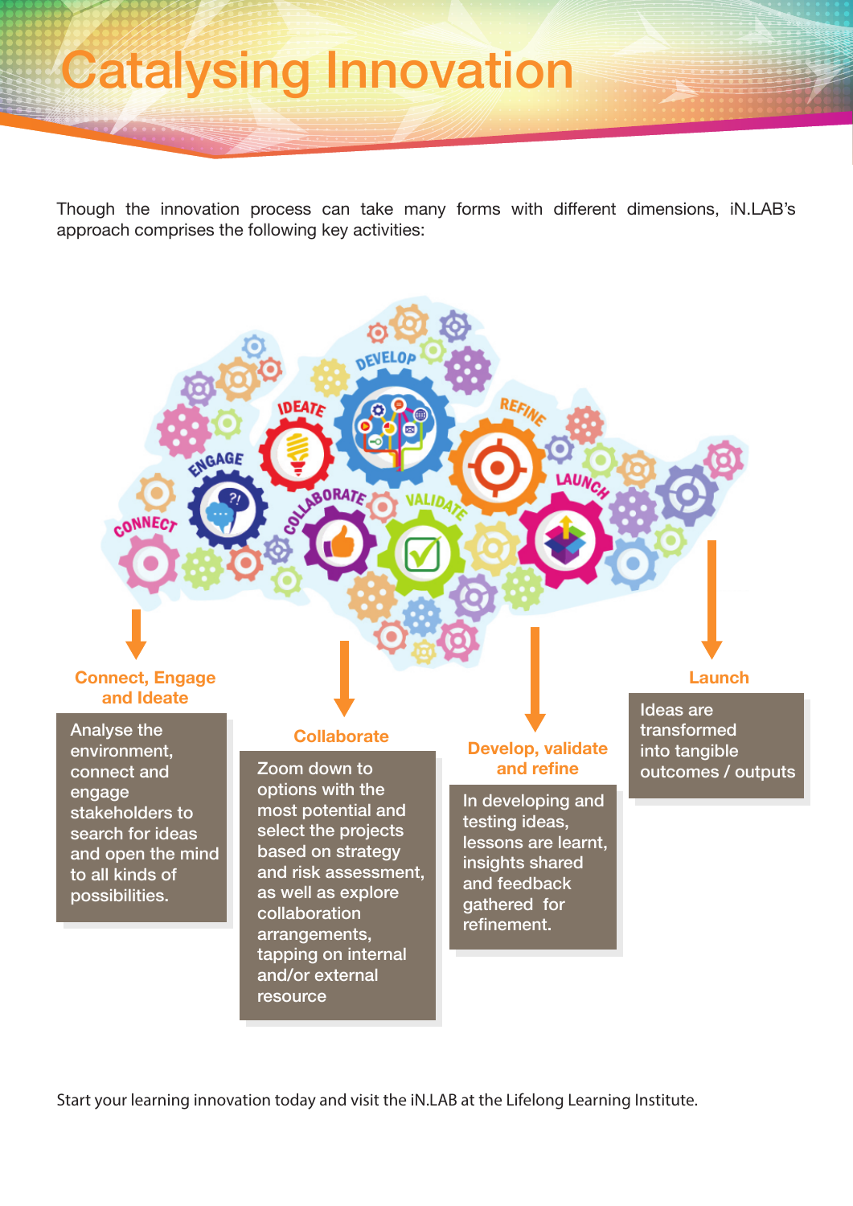# Catalysing Innovation

Though the innovation process can take many forms with different dimensions, iN.LAB's approach comprises the following key activities:

DEVELOP
IDEATE
REFINE
ENGAGE
COLLABORATE
VALIDATE
LAUNCH
CONNECT

### Connect, Engage and Ideate

Analyse the environment, connect and engage stakeholders to search for ideas and open the mind to all kinds of possibilities.

### Collaborate

Zoom down to options with the most potential and select the projects based on strategy and risk assessment, as well as explore collaboration arrangements, tapping on internal and/or external resource

### Develop, validate and refine

In developing and testing ideas, lessons are learnt, insights shared and feedback gathered for refinement.

### Launch

Ideas are transformed into tangible outcomes / outputs

Start your learning innovation today and visit the iN.LAB at the Lifelong Learning Institute.